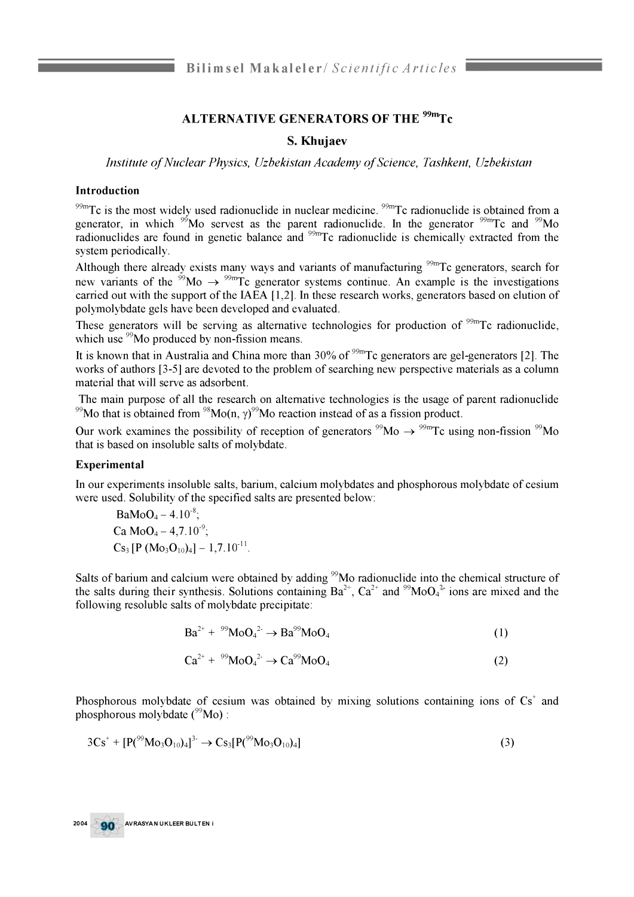# ALTERNATIVE GENERATORS OF THE $^{99m}$Tc

**S. Khujaev**

*Institute of Nuclear Physics, Uzbekistan Academy of Science, Tashkent, Uzbekistan*

## Introduction

$^{99m}$Tc is the most widely used radionuclide in nuclear medicine. $^{99m}$Tc radionuclide is obtained from a generator, in which $^{99}$Mo servest as the parent radionuclide. In the generator $^{99m}$Tc and $^{99}$Mo radionuclides are found in genetic balance and $^{99m}$Tc radionuclide is chemically extracted from the system periodically.

Although there already exists many ways and variants of manufacturing $^{99m}$Tc generators, search for new variants of the $^{99}$Mo $\rightarrow$ $^{99m}$Tc generator systems continue. An example is the investigations carried out with the support of the IAEA [1,2]. In these research works, generators based on elution of polymolybdate gels have been developed and evaluated.

These generators will be serving as alternative technologies for production of $^{99m}$Tc radionuclide, which use $^{99}$Mo produced by non-fission means.

It is known that in Australia and China more than 30% of $^{99m}$Tc generators are gel-generators [2]. The works of authors [3-5] are devoted to the problem of searching new perspective materials as a column material that will serve as adsorbent.

The main purpose of all the research on alternative technologies is the usage of parent radionuclide $^{99}$Mo that is obtained from $^{98}$Mo(n, γ)$^{99}$Mo reaction instead of as a fission product.

Our work examines the possibility of reception of generators $^{99}$Mo $\rightarrow$ $^{99m}$Tc using non-fission $^{99}$Mo that is based on insoluble salts of molybdate.

## Experimental

In our experiments insoluble salts, barium, calcium molybdates and phosphorous molybdate of cesium were used. Solubility of the specified salts are presented below:

$BaMoO_4$ – $4.10^{-8}$;
$Ca\ MoO_4$ – $4,7.10^{-9}$;
$Cs_3\ [P\ (Mo_3O_{10})_4]$ – $1,7.10^{-11}$.

Salts of barium and calcium were obtained by adding $^{99}$Mo radionuclide into the chemical structure of the salts during their synthesis. Solutions containing $Ba^{2+}$, $Ca^{2+}$ and $^{99}MoO_4^{2-}$ ions are mixed and the following resoluble salts of molybdate precipitate:

$$Ba^{2+} + {}^{99}MoO_4^{2-} \rightarrow Ba^{99}MoO_4 \qquad (1)$$

$$Ca^{2+} + {}^{99}MoO_4^{2-} \rightarrow Ca^{99}MoO_4 \qquad (2)$$

Phosphorous molybdate of cesium was obtained by mixing solutions containing ions of $Cs^+$ and phosphorous molybdate ($^{99}$Mo) :

$$3Cs^+ + [P({}^{99}Mo_3O_{10})_4]^{3-} \rightarrow Cs_3[P({}^{99}Mo_3O_{10})_4] \qquad (3)$$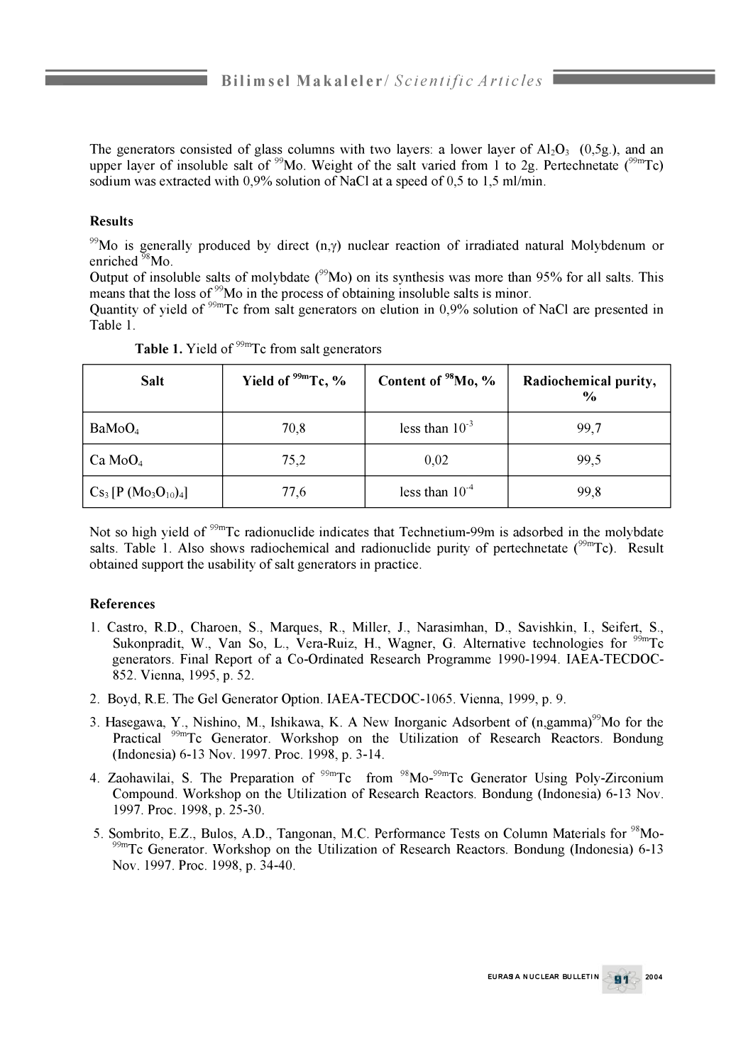The generators consisted of glass columns with two layers: a lower layer of $Al_2O_3$ (0,5g.), and an upper layer of insoluble salt of $^{99}Mo$. Weight of the salt varied from 1 to 2g. Pertechnetate ($^{99m}Tc$) sodium was extracted with 0,9% solution of NaCl at a speed of 0,5 to 1,5 ml/min.

**Results**

$^{99}Mo$ is generally produced by direct (n,γ) nuclear reaction of irradiated natural Molybdenum or enriched $^{98}Mo$.

Output of insoluble salts of molybdate ($^{99}Mo$) on its synthesis was more than 95% for all salts. This means that the loss of $^{99}Mo$ in the process of obtaining insoluble salts is minor.

Quantity of yield of $^{99m}Tc$ from salt generators on elution in 0,9% solution of NaCl are presented in Table 1.

**Table 1.** Yield of $^{99m}Tc$ from salt generators

| Salt | Yield of $^{99m}Tc$, % | Content of $^{98}Mo$, % | Radiochemical purity, % |
|---|---|---|---|
| $BaMoO_4$ | 70,8 | less than $10^{-3}$ | 99,7 |
| $Ca\ MoO_4$ | 75,2 | 0,02 | 99,5 |
| $Cs_3\ [P\ (Mo_3O_{10})_4]$ | 77,6 | less than $10^{-4}$ | 99,8 |

Not so high yield of $^{99m}Tc$ radionuclide indicates that Technetium-99m is adsorbed in the molybdate salts. Table 1. Also shows radiochemical and radionuclide purity of pertechnetate ($^{99m}Tc$). Result obtained support the usability of salt generators in practice.

**References**

1. Castro, R.D., Charoen, S., Marques, R., Miller, J., Narasimhan, D., Savishkin, I., Seifert, S., Sukonpradit, W., Van So, L., Vera-Ruiz, H., Wagner, G. Alternative technologies for $^{99m}Tc$ generators. Final Report of a Co-Ordinated Research Programme 1990-1994. IAEA-TECDOC-852. Vienna, 1995, p. 52.
2. Boyd, R.E. The Gel Generator Option. IAEA-TECDOC-1065. Vienna, 1999, p. 9.
3. Hasegawa, Y., Nishino, M., Ishikawa, K. A New Inorganic Adsorbent of (n,gamma)$^{99}Mo$ for the Practical $^{99m}Tc$ Generator. Workshop on the Utilization of Research Reactors. Bondung (Indonesia) 6-13 Nov. 1997. Proc. 1998, p. 3-14.
4. Zaohawilai, S. The Preparation of $^{99m}Tc$ from $^{98}Mo$-$^{99m}Tc$ Generator Using Poly-Zirconium Compound. Workshop on the Utilization of Research Reactors. Bondung (Indonesia) 6-13 Nov. 1997. Proc. 1998, p. 25-30.
5. Sombrito, E.Z., Bulos, A.D., Tangonan, M.C. Performance Tests on Column Materials for $^{98}Mo$-$^{99m}Tc$ Generator. Workshop on the Utilization of Research Reactors. Bondung (Indonesia) 6-13 Nov. 1997. Proc. 1998, p. 34-40.